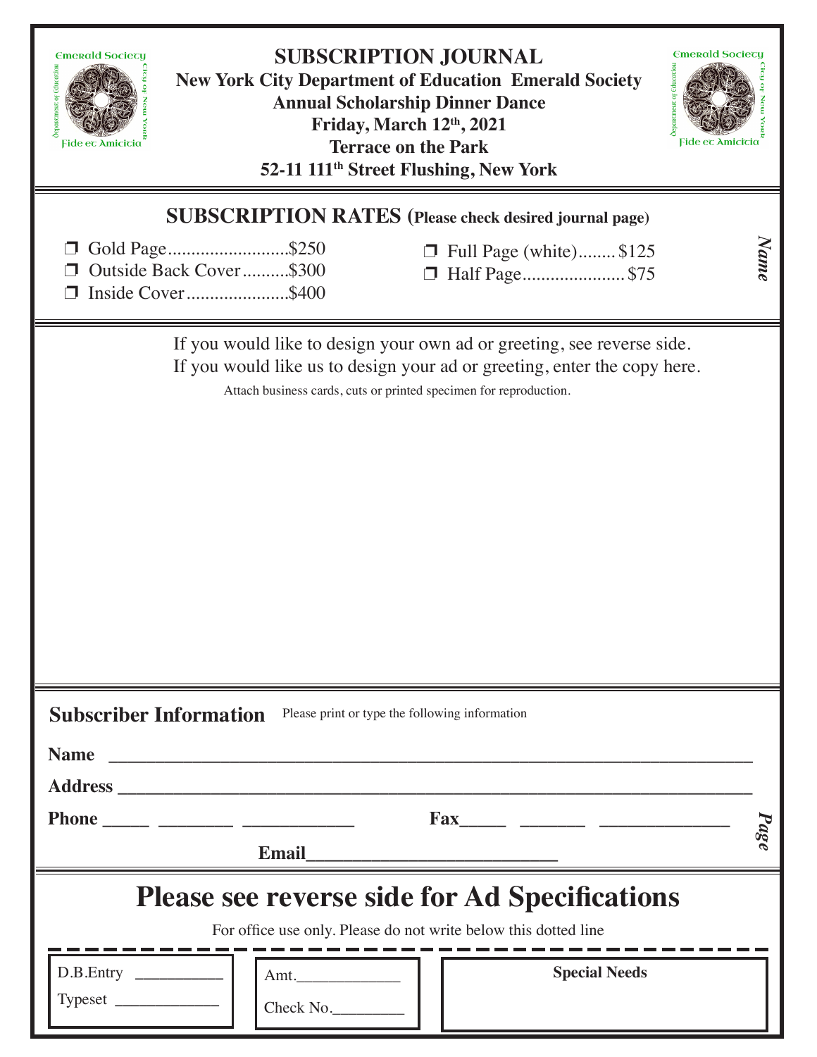# SUBSCRIPTION JOURNAL

**New York City Department of Education Emerald Society**

**Annual Scholarship Dinner Dance**

**Friday, March 12th, 2021**

**Terrace on the Park**

**52-11 111th Street Flushing, New York**

## SUBSCRIPTION RATES (Please check desired journal page)

- ❒ Gold Page..........................$250
- ❒ Outside Back Cover..........$300
- ❒ Inside Cover......................$400
- ❒ Full Page (white)........$125
- ❒ Half Page......................$75

*Name*

If you would like to design your own ad or greeting, see reverse side.
If you would like us to design your ad or greeting, enter the copy here.

Attach business cards, cuts or printed specimen for reproduction.

**Subscriber Information** Please print or type the following information

**Name** ______________________________________________________________________

**Address** ____________________________________________________________________

**Phone** _____ ________ ___________ **Fax**_____ _______ _____________

**Email**__________________________

*Page*

# Please see reverse side for Ad Specifications

For office use only. Please do not write below this dotted line

D.B.Entry __________

Typeset ____________

Amt.____________

Check No.________

**Special Needs**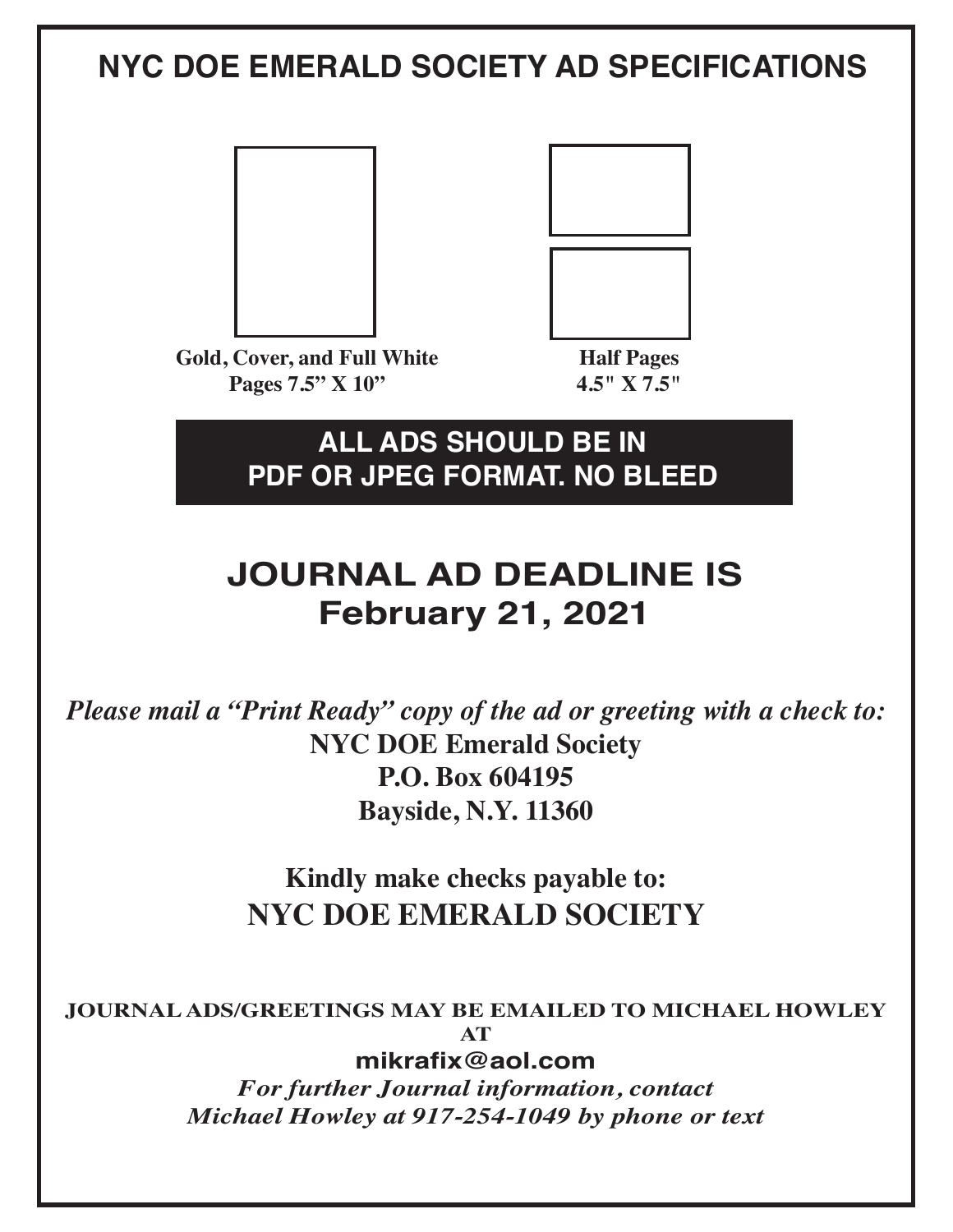# NYC DOE EMERALD SOCIETY AD SPECIFICATIONS

**Gold, Cover, and Full White Pages 7.5" X 10"**

**Half Pages 4.5" X 7.5"**

**ALL ADS SHOULD BE IN PDF OR JPEG FORMAT. NO BLEED**

## JOURNAL AD DEADLINE IS February 21, 2021

*Please mail a "Print Ready" copy of the ad or greeting with a check to:*

**NYC DOE Emerald Society**
**P.O. Box 604195**
**Bayside, N.Y. 11360**

**Kindly make checks payable to:**
**NYC DOE EMERALD SOCIETY**

**JOURNAL ADS/GREETINGS MAY BE EMAILED TO MICHAEL HOWLEY AT**
**mikrafix@aol.com**

*For further Journal information, contact Michael Howley at 917-254-1049 by phone or text*